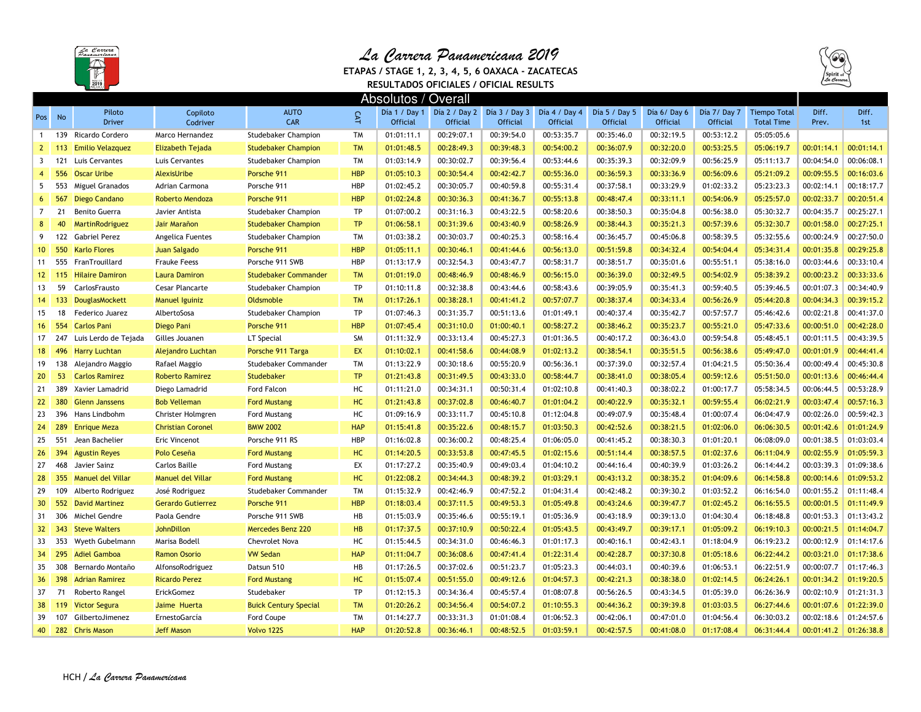# La Carrera Panamericana 2019

**ETAPAS / STAGE 1, 2, 3, 4, 5, 6 OAXACA - ZACATECAS**

**RESULTADOS OFICIALES / OFICIAL RESULTS**

## Absolutos / Overall

| Pos | No | Piloto Driver | Copiloto Codriver | AUTO CAR | CAT | Día 1 / Day 1 Official | Día 2 / Day 2 Official | Día 3 / Day 3 Official | Día 4 / Day 4 Official | Día 5 / Day 5 Official | Día 6/ Day 6 Official | Día 7/ Day 7 Official | Tiempo Total Total Time | Diff. Prev. | Diff. 1st |
|---|---|---|---|---|---|---|---|---|---|---|---|---|---|---|---|
| 1 | 139 | Ricardo Cordero | Marco Hernandez | Studebaker Champion | TM | 01:01:11.1 | 00:29:07.1 | 00:39:54.0 | 00:53:35.7 | 00:35:46.0 | 00:32:19.5 | 00:53:12.2 | 05:05:05.6 | | |
| 2 | 113 | Emilio Velazquez | Elizabeth Tejada | Studebaker Champion | TM | 01:01:48.5 | 00:28:49.3 | 00:39:48.3 | 00:54:00.2 | 00:36:07.9 | 00:32:20.0 | 00:53:25.5 | 05:06:19.7 | 00:01:14.1 | 00:01:14.1 |
| 3 | 121 | Luis Cervantes | Luis Cervantes | Studebaker Champion | TM | 01:03:14.9 | 00:30:02.7 | 00:39:56.4 | 00:53:44.6 | 00:35:39.3 | 00:32:09.9 | 00:56:25.9 | 05:11:13.7 | 00:04:54.0 | 00:06:08.1 |
| 4 | 556 | Oscar Uribe | AlexisUribe | Porsche 911 | HBP | 01:05:10.3 | 00:30:54.4 | 00:42:42.7 | 00:55:36.0 | 00:36:59.3 | 00:33:36.9 | 00:56:09.6 | 05:21:09.2 | 00:09:55.5 | 00:16:03.6 |
| 5 | 553 | Miguel Granados | Adrian Carmona | Porsche 911 | HBP | 01:02:45.2 | 00:30:05.7 | 00:40:59.8 | 00:55:31.4 | 00:37:58.1 | 00:33:29.9 | 01:02:33.2 | 05:23:23.3 | 00:02:14.1 | 00:18:17.7 |
| 6 | 567 | Diego Candano | Roberto Mendoza | Porsche 911 | HBP | 01:02:24.8 | 00:30:36.3 | 00:41:36.7 | 00:55:13.8 | 00:48:47.4 | 00:33:11.1 | 00:54:06.9 | 05:25:57.0 | 00:02:33.7 | 00:20:51.4 |
| 7 | 21 | Benito Guerra | Javier Antista | Studebaker Champion | TP | 01:07:00.2 | 00:31:16.3 | 00:43:22.5 | 00:58:20.6 | 00:38:50.3 | 00:35:04.8 | 00:56:38.0 | 05:30:32.7 | 00:04:35.7 | 00:25:27.1 |
| 8 | 40 | MartinRodriguez | Jair Marañon | Studebaker Champion | TP | 01:06:58.1 | 00:31:39.6 | 00:43:40.9 | 00:58:26.9 | 00:38:44.3 | 00:35:21.3 | 00:57:39.6 | 05:32:30.7 | 00:01:58.0 | 00:27:25.1 |
| 9 | 122 | Gabriel Perez | Angelica Fuentes | Studebaker Champion | TM | 01:03:38.2 | 00:30:03.7 | 00:40:25.3 | 00:58:16.4 | 00:36:45.7 | 00:45:06.8 | 00:58:39.5 | 05:32:55.6 | 00:00:24.9 | 00:27:50.0 |
| 10 | 550 | Karlo Flores | Juan Salgado | Porsche 911 | HBP | 01:05:11.1 | 00:30:46.1 | 00:41:44.6 | 00:56:13.0 | 00:51:59.8 | 00:34:32.4 | 00:54:04.4 | 05:34:31.4 | 00:01:35.8 | 00:29:25.8 |
| 11 | 555 | FranTrouillard | Frauke Feess | Porsche 911 SWB | HBP | 01:13:17.9 | 00:32:54.3 | 00:43:47.7 | 00:58:31.7 | 00:38:51.7 | 00:35:01.6 | 00:55:51.1 | 05:38:16.0 | 00:03:44.6 | 00:33:10.4 |
| 12 | 115 | Hilaire Damiron | Laura Damiron | Studebaker Commander | TM | 01:01:19.0 | 00:48:46.9 | 00:48:46.9 | 00:56:15.0 | 00:36:39.0 | 00:32:49.5 | 00:54:02.9 | 05:38:39.2 | 00:00:23.2 | 00:33:33.6 |
| 13 | 59 | CarlosFrausto | Cesar Plancarte | Studebaker Champion | TP | 01:10:11.8 | 00:32:38.8 | 00:43:44.6 | 00:58:43.6 | 00:39:05.9 | 00:35:41.3 | 00:59:40.5 | 05:39:46.5 | 00:01:07.3 | 00:34:40.9 |
| 14 | 133 | DouglasMockett | Manuel Iguiniz | Oldsmoble | TM | 01:17:26.1 | 00:38:28.1 | 00:41:41.2 | 00:57:07.7 | 00:38:37.4 | 00:34:33.4 | 00:56:26.9 | 05:44:20.8 | 00:04:34.3 | 00:39:15.2 |
| 15 | 18 | Federico Juarez | AlbertoSosa | Studebaker Champion | TP | 01:07:46.3 | 00:31:35.7 | 00:51:13.6 | 01:01:49.1 | 00:40:37.4 | 00:35:42.7 | 00:57:57.7 | 05:46:42.6 | 00:02:21.8 | 00:41:37.0 |
| 16 | 554 | Carlos Pani | Diego Pani | Porsche 911 | HBP | 01:07:45.4 | 00:31:10.0 | 01:00:40.1 | 00:58:27.2 | 00:38:46.2 | 00:35:23.7 | 00:55:21.0 | 05:47:33.6 | 00:00:51.0 | 00:42:28.0 |
| 17 | 247 | Luis Lerdo de Tejada | Gilles Jouanen | LT Special | SM | 01:11:32.9 | 00:33:13.4 | 00:45:27.3 | 01:01:36.5 | 00:40:17.2 | 00:36:43.0 | 00:59:54.8 | 05:48:45.1 | 00:01:11.5 | 00:43:39.5 |
| 18 | 496 | Harry Luchtan | Alejandro Luchtan | Porsche 911 Targa | EX | 01:10:02.1 | 00:41:58.6 | 00:44:08.9 | 01:02:13.2 | 00:38:54.1 | 00:35:51.5 | 00:56:38.6 | 05:49:47.0 | 00:01:01.9 | 00:44:41.4 |
| 19 | 138 | Alejandro Maggio | Rafael Maggio | Studebaker Commander | TM | 01:13:22.9 | 00:30:18.6 | 00:55:20.9 | 00:56:36.1 | 00:37:39.0 | 00:32:57.4 | 01:04:21.5 | 05:50:36.4 | 00:00:49.4 | 00:45:30.8 |
| 20 | 53 | Carlos Ramirez | Roberto Ramirez | Studebaker | TP | 01:21:43.8 | 00:31:49.5 | 00:43:33.0 | 00:58:44.7 | 00:38:41.0 | 00:38:05.4 | 00:59:12.6 | 05:51:50.0 | 00:01:13.6 | 00:46:44.4 |
| 21 | 389 | Xavier Lamadrid | Diego Lamadrid | Ford Falcon | HC | 01:11:21.0 | 00:34:31.1 | 00:50:31.4 | 01:02:10.8 | 00:41:40.3 | 00:38:02.2 | 01:00:17.7 | 05:58:34.5 | 00:06:44.5 | 00:53:28.9 |
| 22 | 380 | Glenn Janssens | Bob Velleman | Ford Mustang | HC | 01:21:43.8 | 00:37:02.8 | 00:46:40.7 | 01:01:04.2 | 00:40:22.9 | 00:35:32.1 | 00:59:55.4 | 06:02:21.9 | 00:03:47.4 | 00:57:16.3 |
| 23 | 396 | Hans Lindbohm | Christer Holmgren | Ford Mustang | HC | 01:09:16.9 | 00:33:11.7 | 00:45:10.8 | 01:12:04.8 | 00:49:07.9 | 00:35:48.4 | 01:00:07.4 | 06:04:47.9 | 00:02:26.0 | 00:59:42.3 |
| 24 | 289 | Enrique Meza | Christian Coronel | BMW 2002 | HAP | 01:15:41.8 | 00:35:22.6 | 00:48:15.7 | 01:03:50.3 | 00:42:52.6 | 00:38:21.5 | 01:02:06.0 | 06:06:30.5 | 00:01:42.6 | 01:01:24.9 |
| 25 | 551 | Jean Bachelier | Eric Vincenot | Porsche 911 RS | HBP | 01:16:02.8 | 00:36:00.2 | 00:48:25.4 | 01:06:05.0 | 00:41:45.2 | 00:38:30.3 | 01:01:20.1 | 06:08:09.0 | 00:01:38.5 | 01:03:03.4 |
| 26 | 394 | Agustin Reyes | Polo Ceseña | Ford Mustang | HC | 01:14:20.5 | 00:33:53.8 | 00:47:45.5 | 01:02:15.6 | 00:51:14.4 | 00:38:57.5 | 01:02:37.6 | 06:11:04.9 | 00:02:55.9 | 01:05:59.3 |
| 27 | 468 | Javier Sainz | Carlos Baille | Ford Mustang | EX | 01:17:27.2 | 00:35:40.9 | 00:49:03.4 | 01:04:10.2 | 00:44:16.4 | 00:40:39.9 | 01:03:26.2 | 06:14:44.2 | 00:03:39.3 | 01:09:38.6 |
| 28 | 355 | Manuel del Villar | Manuel del Villar | Ford Mustang | HC | 01:22:08.2 | 00:34:44.3 | 00:48:39.2 | 01:03:29.1 | 00:43:13.2 | 00:38:35.2 | 01:04:09.6 | 06:14:58.8 | 00:00:14.6 | 01:09:53.2 |
| 29 | 109 | Alberto Rodriguez | José Rodriguez | Studebaker Commander | TM | 01:15:32.9 | 00:42:46.9 | 00:47:52.2 | 01:04:31.4 | 00:42:48.2 | 00:39:30.2 | 01:03:52.2 | 06:16:54.0 | 00:01:55.2 | 01:11:48.4 |
| 30 | 552 | David Martinez | Gerardo Gutierrez | Porsche 911 | HBP | 01:18:03.4 | 00:37:11.5 | 00:49:53.3 | 01:05:49.8 | 00:43:24.6 | 00:39:47.7 | 01:02:45.2 | 06:16:55.5 | 00:00:01.5 | 01:11:49.9 |
| 31 | 306 | Michel Gendre | Paola Gendre | Porsche 911 SWB | HB | 01:15:03.9 | 00:35:46.6 | 00:55:19.1 | 01:05:36.9 | 00:43:18.9 | 00:39:13.0 | 01:04:30.4 | 06:18:48.8 | 00:01:53.3 | 01:13:43.2 |
| 32 | 343 | Steve Walters | JohnDillon | Mercedes Benz 220 | HB | 01:17:37.5 | 00:37:10.9 | 00:50:22.4 | 01:05:43.5 | 00:43:49.7 | 00:39:17.1 | 01:05:09.2 | 06:19:10.3 | 00:00:21.5 | 01:14:04.7 |
| 33 | 353 | Wyeth Gubelmann | Marisa Bodell | Chevrolet Nova | HC | 01:15:44.5 | 00:34:31.0 | 00:46:46.3 | 01:01:17.3 | 00:40:16.1 | 00:42:43.1 | 01:18:04.9 | 06:19:23.2 | 00:00:12.9 | 01:14:17.6 |
| 34 | 295 | Adiel Gamboa | Ramon Osorio | VW Sedan | HAP | 01:11:04.7 | 00:36:08.6 | 00:47:41.4 | 01:22:31.4 | 00:42:28.7 | 00:37:30.8 | 01:05:18.6 | 06:22:44.2 | 00:03:21.0 | 01:17:38.6 |
| 35 | 308 | Bernardo Montaño | AlfonsoRodriguez | Datsun 510 | HB | 01:17:26.5 | 00:37:02.6 | 00:51:23.7 | 01:05:23.3 | 00:44:03.1 | 00:40:39.6 | 01:06:53.1 | 06:22:51.9 | 00:00:07.7 | 01:17:46.3 |
| 36 | 398 | Adrian Ramirez | Ricardo Perez | Ford Mustang | HC | 01:15:07.4 | 00:51:55.0 | 00:49:12.6 | 01:04:57.3 | 00:42:21.3 | 00:38:38.0 | 01:02:14.5 | 06:24:26.1 | 00:01:34.2 | 01:19:20.5 |
| 37 | 71 | Roberto Rangel | ErickGomez | Studebaker | TP | 01:12:15.3 | 00:34:36.4 | 00:45:57.4 | 01:08:07.8 | 00:56:26.5 | 00:43:34.5 | 01:05:39.0 | 06:26:36.9 | 00:02:10.9 | 01:21:31.3 |
| 38 | 119 | Victor Segura | Jaime Huerta | Buick Century Special | TM | 01:20:26.2 | 00:34:56.4 | 00:54:07.2 | 01:10:55.3 | 00:44:36.2 | 00:39:39.8 | 01:03:03.5 | 06:27:44.6 | 00:01:07.6 | 01:22:39.0 |
| 39 | 107 | GilbertoJimenez | ErnestoGarcía | Ford Coupe | TM | 01:14:27.7 | 00:33:31.3 | 01:01:08.4 | 01:06:52.3 | 00:42:06.1 | 00:47:01.0 | 01:04:56.4 | 06:30:03.2 | 00:02:18.6 | 01:24:57.6 |
| 40 | 282 | Chris Mason | Jeff Mason | Volvo 122S | HAP | 01:20:52.8 | 00:36:46.1 | 00:48:52.5 | 01:03:59.1 | 00:42:57.5 | 00:41:08.0 | 01:17:08.4 | 06:31:44.4 | 00:01:41.2 | 01:26:38.8 |

HCH / *La Carrera Panamericana*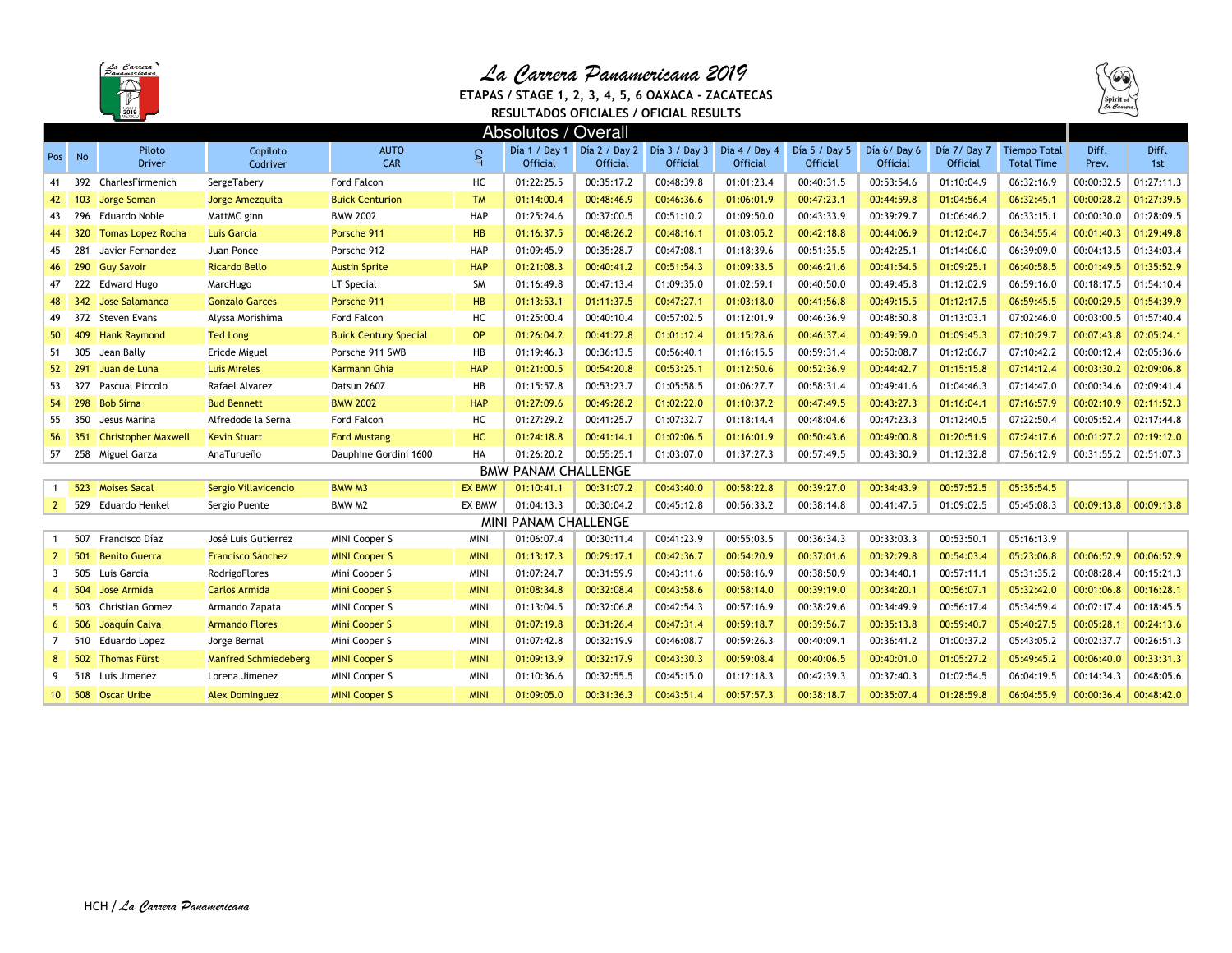# La Carrera Panamericana 2019

**ETAPAS / STAGE 1, 2, 3, 4, 5, 6 OAXACA - ZACATECAS**

**RESULTADOS OFICIALES / OFICIAL RESULTS**

## Absolutos / Overall

| Pos | No | Piloto Driver | Copiloto Codriver | AUTO CAR | CAT | Día 1 / Day 1 Official | Día 2 / Day 2 Official | Día 3 / Day 3 Official | Día 4 / Day 4 Official | Día 5 / Day 5 Official | Día 6/ Day 6 Official | Día 7/ Day 7 Official | Tiempo Total Total Time | Diff. Prev. | Diff. 1st |
|---|---|---|---|---|---|---|---|---|---|---|---|---|---|---|---|
| 41 | 392 | CharlesFirmenich | SergeTabery | Ford Falcon | HC | 01:22:25.5 | 00:35:17.2 | 00:48:39.8 | 01:01:23.4 | 00:40:31.5 | 00:53:54.6 | 01:10:04.9 | 06:32:16.9 | 00:00:32.5 | 01:27:11.3 |
| 42 | 103 | Jorge Seman | Jorge Amezquita | Buick Centurion | TM | 01:14:00.4 | 00:48:46.9 | 00:46:36.6 | 01:06:01.9 | 00:47:23.1 | 00:44:59.8 | 01:04:56.4 | 06:32:45.1 | 00:00:28.2 | 01:27:39.5 |
| 43 | 296 | Eduardo Noble | MattMC ginn | BMW 2002 | HAP | 01:25:24.6 | 00:37:00.5 | 00:51:10.2 | 01:09:50.0 | 00:43:33.9 | 00:39:29.7 | 01:06:46.2 | 06:33:15.1 | 00:00:30.0 | 01:28:09.5 |
| 44 | 320 | Tomas Lopez Rocha | Luis Garcia | Porsche 911 | HB | 01:16:37.5 | 00:48:26.2 | 00:48:16.1 | 01:03:05.2 | 00:42:18.8 | 00:44:06.9 | 01:12:04.7 | 06:34:55.4 | 00:01:40.3 | 01:29:49.8 |
| 45 | 281 | Javier Fernandez | Juan Ponce | Porsche 912 | HAP | 01:09:45.9 | 00:35:28.7 | 00:47:08.1 | 01:18:39.6 | 00:51:35.5 | 00:42:25.1 | 01:14:06.0 | 06:39:09.0 | 00:04:13.5 | 01:34:03.4 |
| 46 | 290 | Guy Savoir | Ricardo Bello | Austin Sprite | HAP | 01:21:08.3 | 00:40:41.2 | 00:51:54.3 | 01:09:33.5 | 00:46:21.6 | 00:41:54.5 | 01:09:25.1 | 06:40:58.5 | 00:01:49.5 | 01:35:52.9 |
| 47 | 222 | Edward Hugo | MarcHugo | LT Special | SM | 01:16:49.8 | 00:47:13.4 | 01:09:35.0 | 01:02:59.1 | 00:40:50.0 | 00:49:45.8 | 01:12:02.9 | 06:59:16.0 | 00:18:17.5 | 01:54:10.4 |
| 48 | 342 | Jose Salamanca | Gonzalo Garces | Porsche 911 | HB | 01:13:53.1 | 01:11:37.5 | 00:47:27.1 | 01:03:18.0 | 00:41:56.8 | 00:49:15.5 | 01:12:17.5 | 06:59:45.5 | 00:00:29.5 | 01:54:39.9 |
| 49 | 372 | Steven Evans | Alyssa Morishima | Ford Falcon | HC | 01:25:00.4 | 00:40:10.4 | 00:57:02.5 | 01:12:01.9 | 00:46:36.9 | 00:48:50.8 | 01:13:03.1 | 07:02:46.0 | 00:03:00.5 | 01:57:40.4 |
| 50 | 409 | Hank Raymond | Ted Long | Buick Century Special | OP | 01:26:04.2 | 00:41:22.8 | 01:01:12.4 | 01:15:28.6 | 00:46:37.4 | 00:49:59.0 | 01:09:45.3 | 07:10:29.7 | 00:07:43.8 | 02:05:24.1 |
| 51 | 305 | Jean Bally | Ericde Miguel | Porsche 911 SWB | HB | 01:19:46.3 | 00:36:13.5 | 00:56:40.1 | 01:16:15.5 | 00:59:31.4 | 00:50:08.7 | 01:12:06.7 | 07:10:42.2 | 00:00:12.4 | 02:05:36.6 |
| 52 | 291 | Juan de Luna | Luis Mireles | Karmann Ghia | HAP | 01:21:00.5 | 00:54:20.8 | 00:53:25.1 | 01:12:50.6 | 00:52:36.9 | 00:44:42.7 | 01:15:15.8 | 07:14:12.4 | 00:03:30.2 | 02:09:06.8 |
| 53 | 327 | Pascual Piccolo | Rafael Alvarez | Datsun 260Z | HB | 01:15:57.8 | 00:53:23.7 | 01:05:58.5 | 01:06:27.7 | 00:58:31.4 | 00:49:41.6 | 01:04:46.3 | 07:14:47.0 | 00:00:34.6 | 02:09:41.4 |
| 54 | 298 | Bob Sirna | Bud Bennett | BMW 2002 | HAP | 01:27:09.6 | 00:49:28.2 | 01:02:22.0 | 01:10:37.2 | 00:47:49.5 | 00:43:27.3 | 01:16:04.1 | 07:16:57.9 | 00:02:10.9 | 02:11:52.3 |
| 55 | 350 | Jesus Marina | Alfredode la Serna | Ford Falcon | HC | 01:27:29.2 | 00:41:25.7 | 01:07:32.7 | 01:18:14.4 | 00:48:04.6 | 00:47:23.3 | 01:12:40.5 | 07:22:50.4 | 00:05:52.4 | 02:17:44.8 |
| 56 | 351 | Christopher Maxwell | Kevin Stuart | Ford Mustang | HC | 01:24:18.8 | 00:41:14.1 | 01:02:06.5 | 01:16:01.9 | 00:50:43.6 | 00:49:00.8 | 01:20:51.9 | 07:24:17.6 | 00:01:27.2 | 02:19:12.0 |
| 57 | 258 | Miguel Garza | AnaTurueño | Dauphine Gordini 1600 | HA | 01:26:20.2 | 00:55:25.1 | 01:03:07.0 | 01:37:27.3 | 00:57:49.5 | 00:43:30.9 | 01:12:32.8 | 07:56:12.9 | 00:31:55.2 | 02:51:07.3 |
| | | | | | | **BMW PANAM CHALLENGE** | | | | | | | | | |
| 1 | 523 | Moises Sacal | Sergio Villavicencio | BMW M3 | EX BMW | 01:10:41.1 | 00:31:07.2 | 00:43:40.0 | 00:58:22.8 | 00:39:27.0 | 00:34:43.9 | 00:57:52.5 | 05:35:54.5 | | |
| 2 | 529 | Eduardo Henkel | Sergio Puente | BMW M2 | EX BMW | 01:04:13.3 | 00:30:04.2 | 00:45:12.8 | 00:56:33.2 | 00:38:14.8 | 00:41:47.5 | 01:09:02.5 | 05:45:08.3 | 00:09:13.8 | 00:09:13.8 |
| | | | | | | **MINI PANAM CHALLENGE** | | | | | | | | | |
| 1 | 507 | Francisco Díaz | José Luis Gutierrez | MINI Cooper S | MINI | 01:06:07.4 | 00:30:11.4 | 00:41:23.9 | 00:55:03.5 | 00:36:34.3 | 00:33:03.3 | 00:53:50.1 | 05:16:13.9 | | |
| 2 | 501 | Benito Guerra | Francisco Sánchez | MINI Cooper S | MINI | 01:13:17.3 | 00:29:17.1 | 00:42:36.7 | 00:54:20.9 | 00:37:01.6 | 00:32:29.8 | 00:54:03.4 | 05:23:06.8 | 00:06:52.9 | 00:06:52.9 |
| 3 | 505 | Luis Garcia | RodrigoFlores | Mini Cooper S | MINI | 01:07:24.7 | 00:31:59.9 | 00:43:11.6 | 00:58:16.9 | 00:38:50.9 | 00:34:40.1 | 00:57:11.1 | 05:31:35.2 | 00:08:28.4 | 00:15:21.3 |
| 4 | 504 | Jose Armida | Carlos Armida | Mini Cooper S | MINI | 01:08:34.8 | 00:32:08.4 | 00:43:58.6 | 00:58:14.0 | 00:39:19.0 | 00:34:20.1 | 00:56:07.1 | 05:32:42.0 | 00:01:06.8 | 00:16:28.1 |
| 5 | 503 | Christian Gomez | Armando Zapata | MINI Cooper S | MINI | 01:13:04.5 | 00:32:06.8 | 00:42:54.3 | 00:57:16.9 | 00:38:29.6 | 00:34:49.9 | 00:56:17.4 | 05:34:59.4 | 00:02:17.4 | 00:18:45.5 |
| 6 | 506 | Joaquín Calva | Armando Flores | Mini Cooper S | MINI | 01:07:19.8 | 00:31:26.4 | 00:47:31.4 | 00:59:18.7 | 00:39:56.7 | 00:35:13.8 | 00:59:40.7 | 05:40:27.5 | 00:05:28.1 | 00:24:13.6 |
| 7 | 510 | Eduardo Lopez | Jorge Bernal | Mini Cooper S | MINI | 01:07:42.8 | 00:32:19.9 | 00:46:08.7 | 00:59:26.3 | 00:40:09.1 | 00:36:41.2 | 01:00:37.2 | 05:43:05.2 | 00:02:37.7 | 00:26:51.3 |
| 8 | 502 | Thomas Fürst | Manfred Schmiedeberg | MINI Cooper S | MINI | 01:09:13.9 | 00:32:17.9 | 00:43:30.3 | 00:59:08.4 | 00:40:06.5 | 00:40:01.0 | 01:05:27.2 | 05:49:45.2 | 00:06:40.0 | 00:33:31.3 |
| 9 | 518 | Luis Jimenez | Lorena Jimenez | MINI Cooper S | MINI | 01:10:36.6 | 00:32:55.5 | 00:45:15.0 | 01:12:18.3 | 00:42:39.3 | 00:37:40.3 | 01:02:54.5 | 06:04:19.5 | 00:14:34.3 | 00:48:05.6 |
| 10 | 508 | Oscar Uribe | Alex Dominguez | MINI Cooper S | MINI | 01:09:05.0 | 00:31:36.3 | 00:43:51.4 | 00:57:57.3 | 00:38:18.7 | 00:35:07.4 | 01:28:59.8 | 06:04:55.9 | 00:00:36.4 | 00:48:42.0 |

HCH / *La Carrera Panamericana*